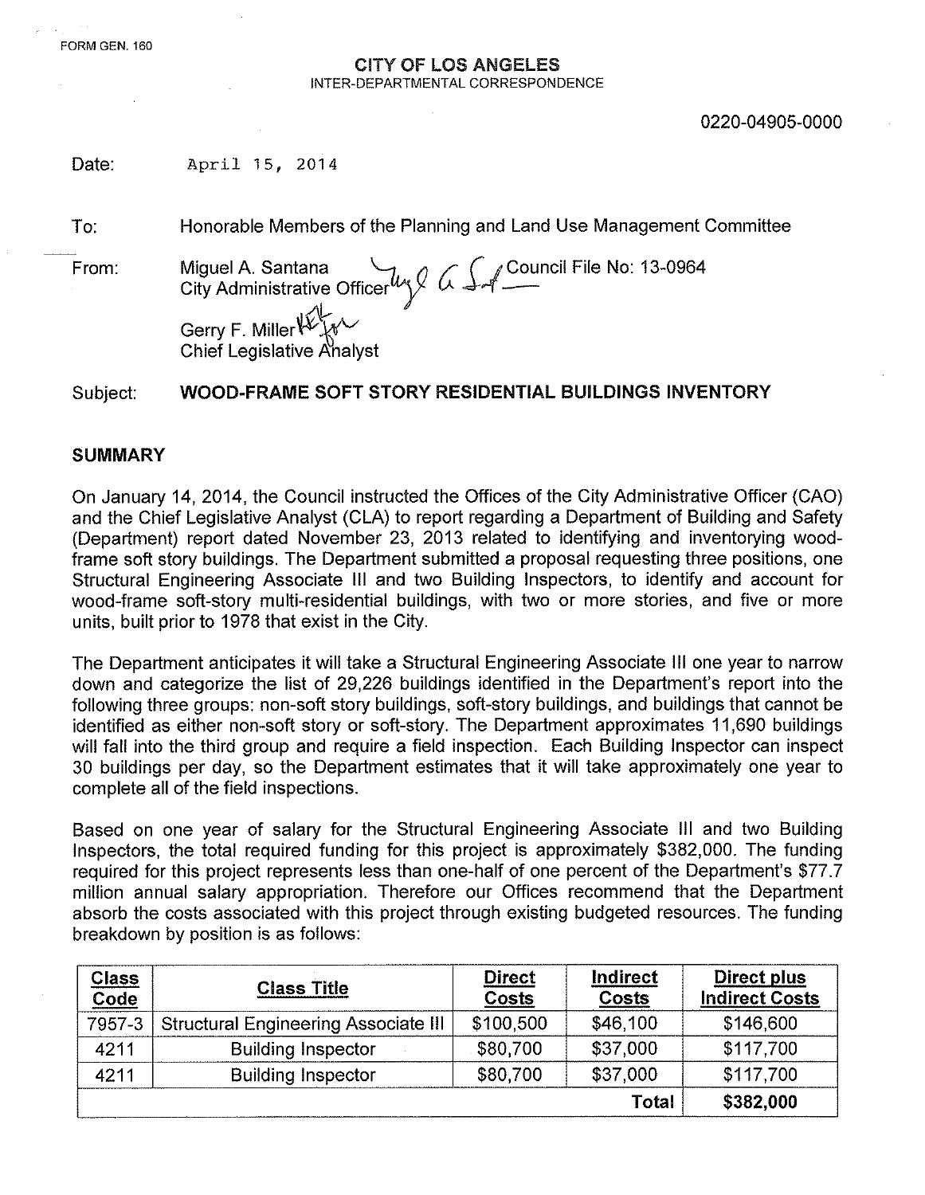FORM GEN. 160

**CITY OF LOS ANGELES**
INTER-DEPARTMENTAL CORRESPONDENCE

0220-04905-0000

Date: April 15, 2014

To: Honorable Members of the Planning and Land Use Management Committee

From: Miguel A. Santana, City Administrative Officer — Council File No: 13-0964

Gerry F. Miller, Chief Legislative Analyst

Subject: **WOOD-FRAME SOFT STORY RESIDENTIAL BUILDINGS INVENTORY**

## SUMMARY

On January 14, 2014, the Council instructed the Offices of the City Administrative Officer (CAO) and the Chief Legislative Analyst (CLA) to report regarding a Department of Building and Safety (Department) report dated November 23, 2013 related to identifying and inventorying wood-frame soft story buildings. The Department submitted a proposal requesting three positions, one Structural Engineering Associate III and two Building Inspectors, to identify and account for wood-frame soft-story multi-residential buildings, with two or more stories, and five or more units, built prior to 1978 that exist in the City.

The Department anticipates it will take a Structural Engineering Associate III one year to narrow down and categorize the list of 29,226 buildings identified in the Department's report into the following three groups: non-soft story buildings, soft-story buildings, and buildings that cannot be identified as either non-soft story or soft-story. The Department approximates 11,690 buildings will fall into the third group and require a field inspection. Each Building Inspector can inspect 30 buildings per day, so the Department estimates that it will take approximately one year to complete all of the field inspections.

Based on one year of salary for the Structural Engineering Associate III and two Building Inspectors, the total required funding for this project is approximately $382,000. The funding required for this project represents less than one-half of one percent of the Department's $77.7 million annual salary appropriation. Therefore our Offices recommend that the Department absorb the costs associated with this project through existing budgeted resources. The funding breakdown by position is as follows:

| Class Code | Class Title | Direct Costs | Indirect Costs | Direct plus Indirect Costs |
|---|---|---|---|---|
| 7957-3 | Structural Engineering Associate III | $100,500 | $46,100 | $146,600 |
| 4211 | Building Inspector | $80,700 | $37,000 | $117,700 |
| 4211 | Building Inspector | $80,700 | $37,000 | $117,700 |
| | | | **Total** | **$382,000** |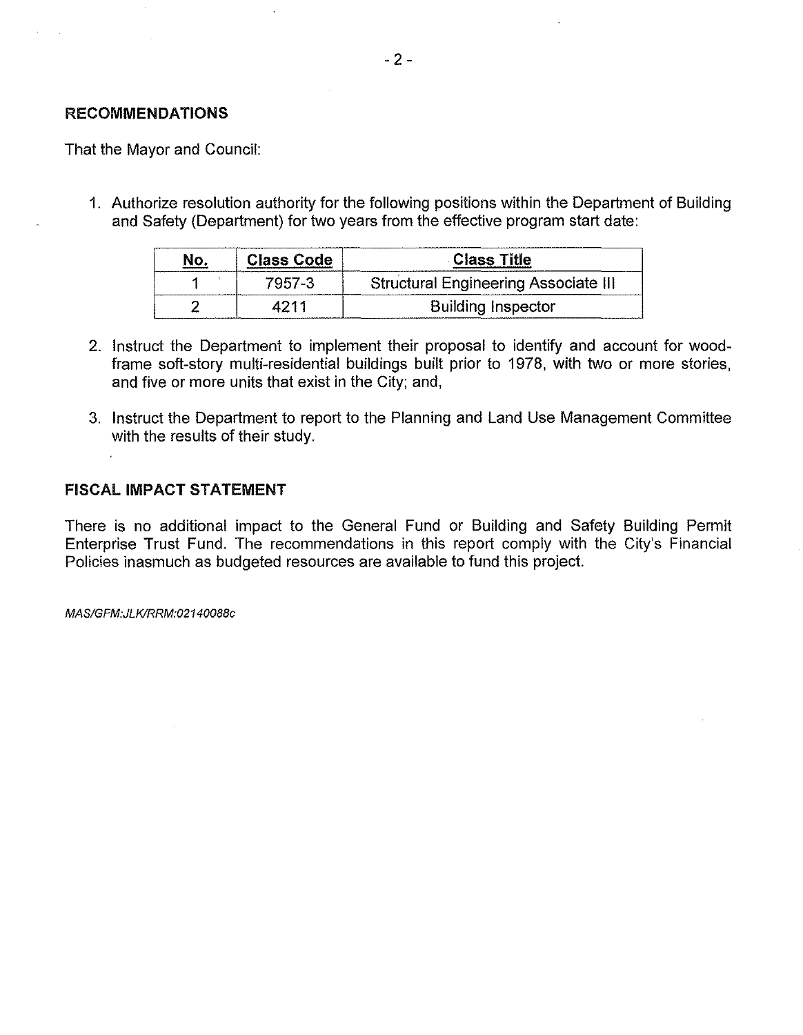## RECOMMENDATIONS

That the Mayor and Council:

1. Authorize resolution authority for the following positions within the Department of Building and Safety (Department) for two years from the effective program start date:

| No. | Class Code | Class Title |
|---|---|---|
| 1 | 7957-3 | Structural Engineering Associate III |
| 2 | 4211 | Building Inspector |

2. Instruct the Department to implement their proposal to identify and account for wood-frame soft-story multi-residential buildings built prior to 1978, with two or more stories, and five or more units that exist in the City; and,

3. Instruct the Department to report to the Planning and Land Use Management Committee with the results of their study.

## FISCAL IMPACT STATEMENT

There is no additional impact to the General Fund or Building and Safety Building Permit Enterprise Trust Fund. The recommendations in this report comply with the City's Financial Policies inasmuch as budgeted resources are available to fund this project.

*MAS/GFM:JLK/RRM:02140088c*